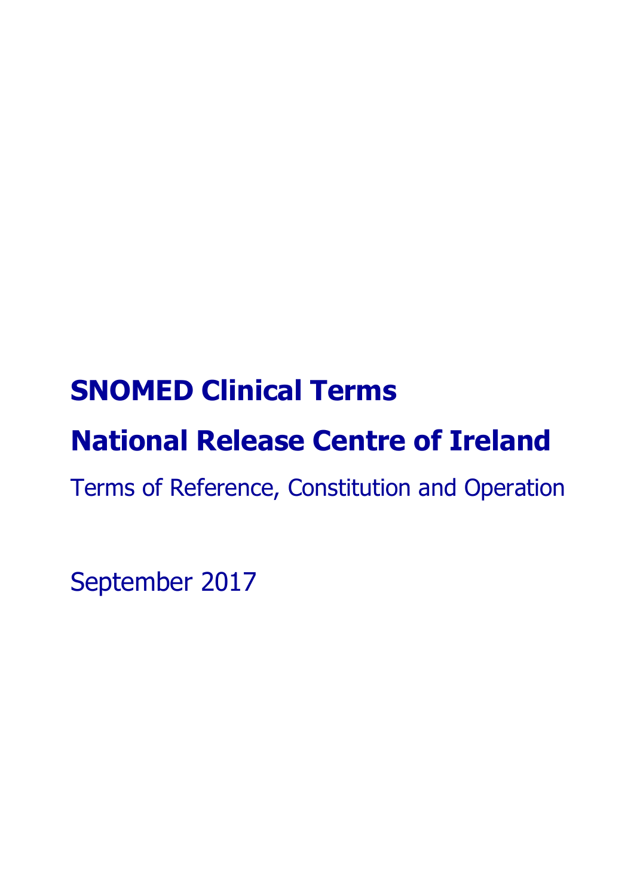# SNOMED Clinical Terms

# National Release Centre of Ireland

Terms of Reference, Constitution and Operation

September 2017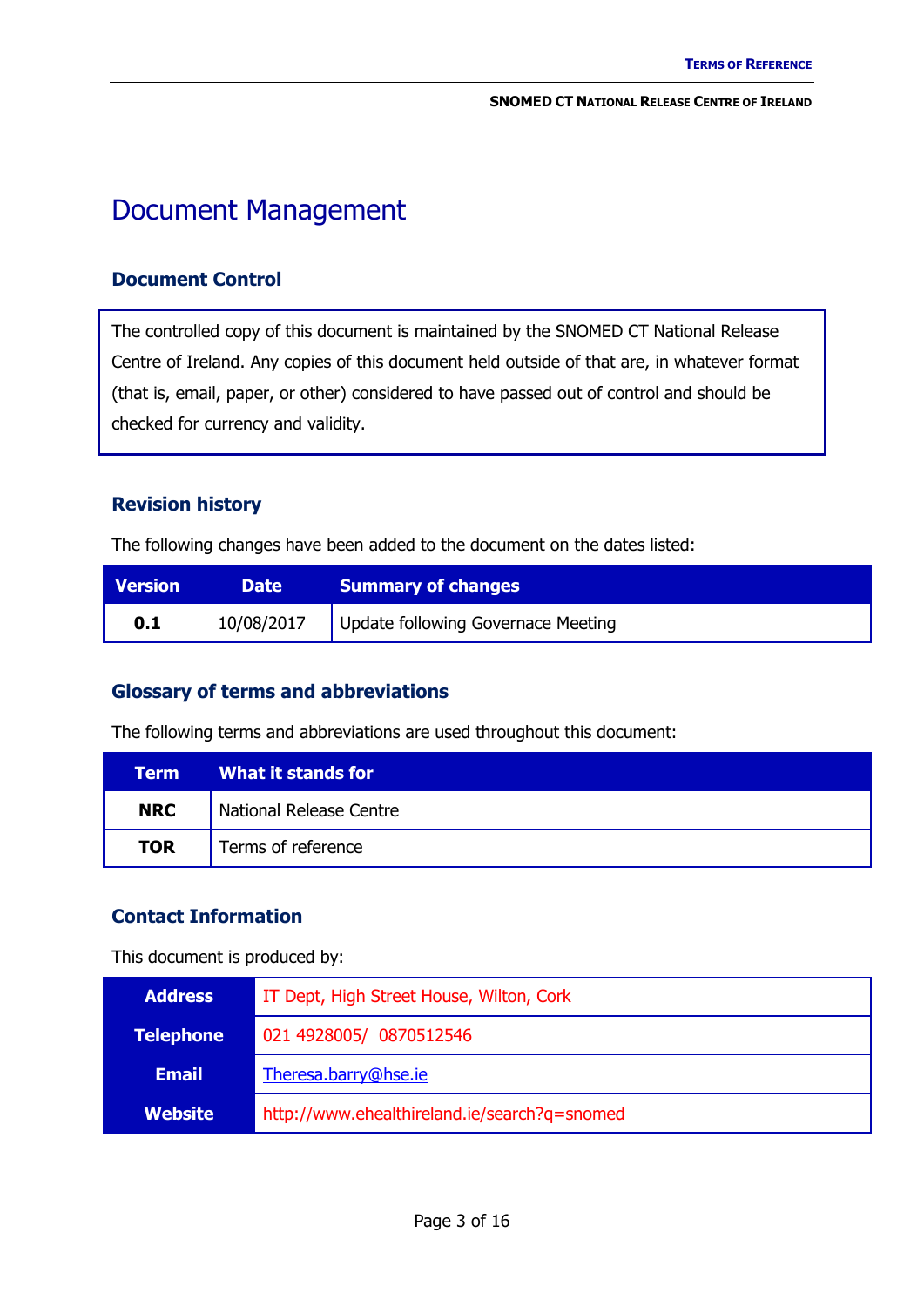# Document Management

## Document Control

The controlled copy of this document is maintained by the SNOMED CT National Release Centre of Ireland. Any copies of this document held outside of that are, in whatever format (that is, email, paper, or other) considered to have passed out of control and should be checked for currency and validity.

## Revision history

The following changes have been added to the document on the dates listed:

| Version | Date | Summary of changes |
|---|---|---|
| **0.1** | 10/08/2017 | Update following Governance Meeting |

## Glossary of terms and abbreviations

The following terms and abbreviations are used throughout this document:

| Term | What it stands for |
|---|---|
| **NRC** | National Release Centre |
| **TOR** | Terms of reference |

## Contact Information

This document is produced by:

| | |
|---|---|
| **Address** | IT Dept, High Street House, Wilton, Cork |
| **Telephone** | 021 4928005/ 0870512546 |
| **Email** | Theresa.barry@hse.ie |
| **Website** | http://www.ehealthireland.ie/search?q=snomed |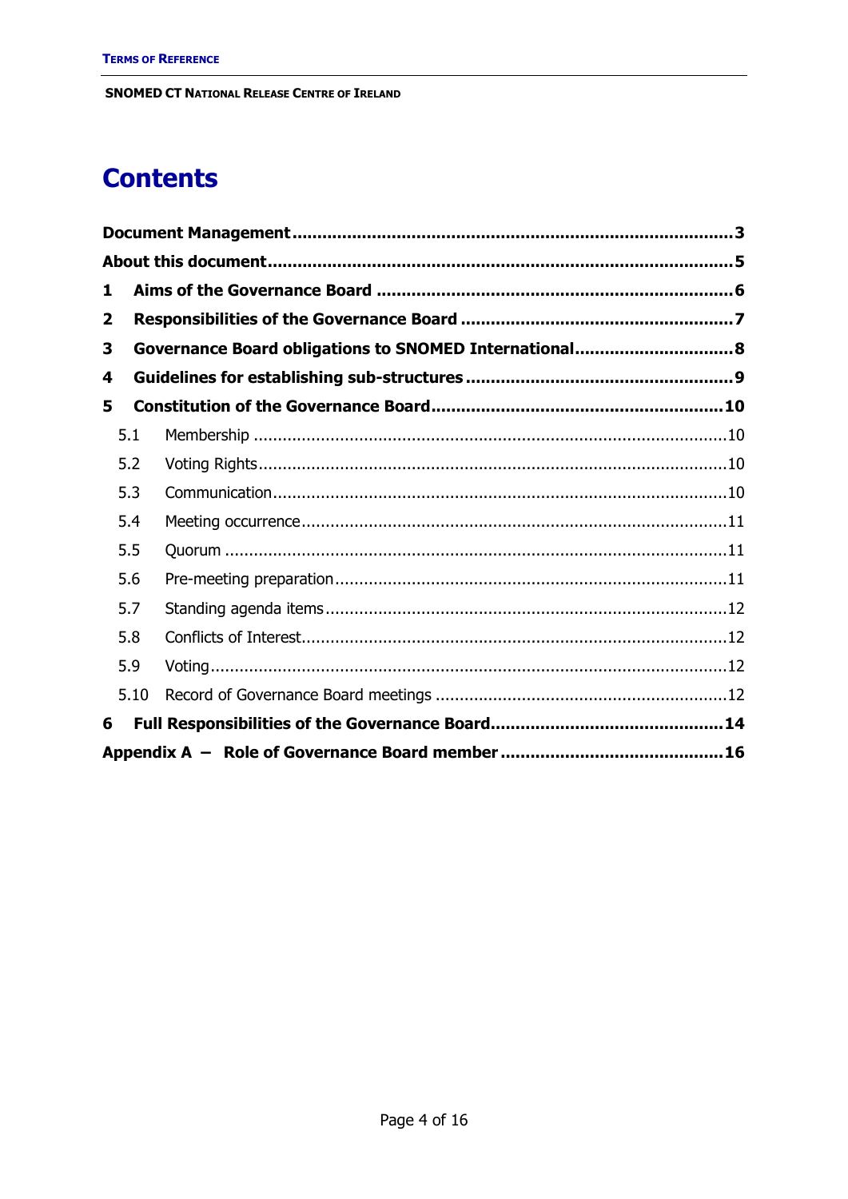# Contents

**Document Management** ........................................................................................ **3**

**About this document** ............................................................................................. **5**

**1 Aims of the Governance Board** ........................................................................ **6**

**2 Responsibilities of the Governance Board** ....................................................... **7**

**3 Governance Board obligations to SNOMED International** ............................... **8**

**4 Guidelines for establishing sub-structures** ...................................................... **9**

**5 Constitution of the Governance Board** .......................................................... **10**

5.1 Membership ........................................................................................................ 10

5.2 Voting Rights ...................................................................................................... 10

5.3 Communication ................................................................................................... 10

5.4 Meeting occurrence ............................................................................................. 11

5.5 Quorum .............................................................................................................. 11

5.6 Pre-meeting preparation ...................................................................................... 11

5.7 Standing agenda items ........................................................................................ 12

5.8 Conflicts of Interest ............................................................................................. 12

5.9 Voting ................................................................................................................. 12

5.10 Record of Governance Board meetings ............................................................. 12

**6 Full Responsibilities of the Governance Board** .............................................. **14**

**Appendix A – Role of Governance Board member** ........................................... **16**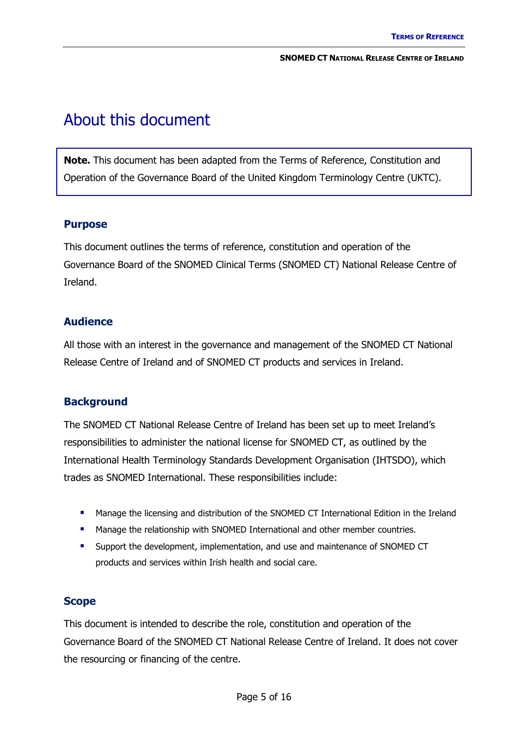# About this document

**Note.** This document has been adapted from the Terms of Reference, Constitution and Operation of the Governance Board of the United Kingdom Terminology Centre (UKTC).

### Purpose

This document outlines the terms of reference, constitution and operation of the Governance Board of the SNOMED Clinical Terms (SNOMED CT) National Release Centre of Ireland.

### Audience

All those with an interest in the governance and management of the SNOMED CT National Release Centre of Ireland and of SNOMED CT products and services in Ireland.

### Background

The SNOMED CT National Release Centre of Ireland has been set up to meet Ireland's responsibilities to administer the national license for SNOMED CT, as outlined by the International Health Terminology Standards Development Organisation (IHTSDO), which trades as SNOMED International. These responsibilities include:

- Manage the licensing and distribution of the SNOMED CT International Edition in the Ireland
- Manage the relationship with SNOMED International and other member countries.
- Support the development, implementation, and use and maintenance of SNOMED CT products and services within Irish health and social care.

### Scope

This document is intended to describe the role, constitution and operation of the Governance Board of the SNOMED CT National Release Centre of Ireland. It does not cover the resourcing or financing of the centre.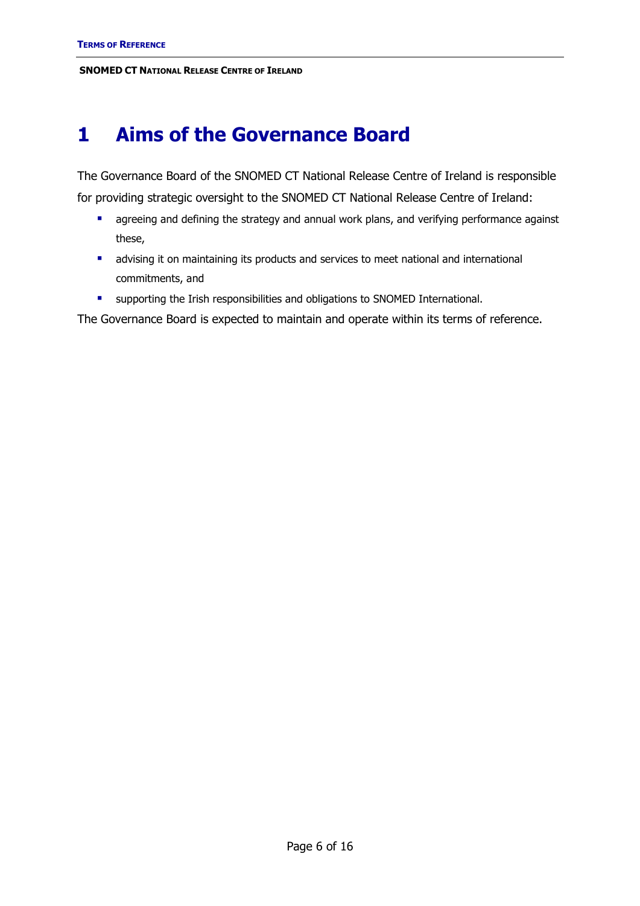# 1 Aims of the Governance Board

The Governance Board of the SNOMED CT National Release Centre of Ireland is responsible for providing strategic oversight to the SNOMED CT National Release Centre of Ireland:

- agreeing and defining the strategy and annual work plans, and verifying performance against these,
- advising it on maintaining its products and services to meet national and international commitments, and
- supporting the Irish responsibilities and obligations to SNOMED International.

The Governance Board is expected to maintain and operate within its terms of reference.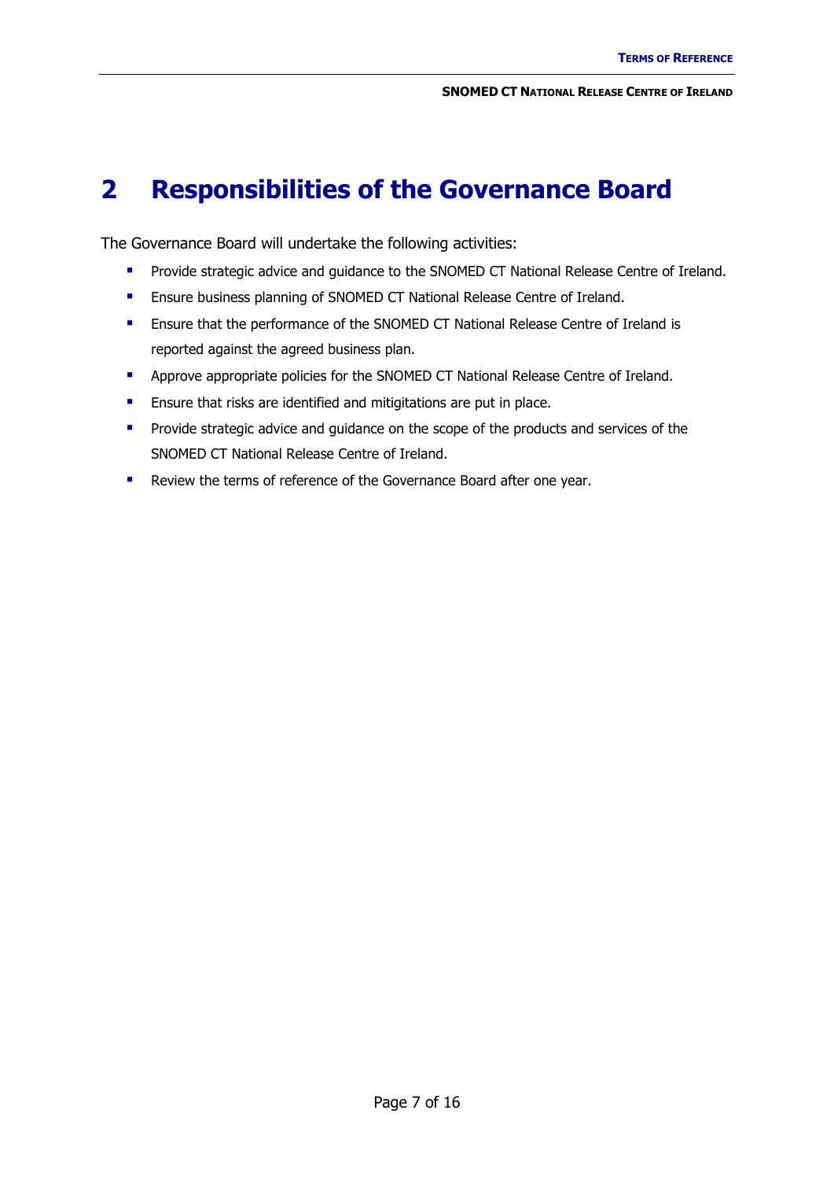# 2 Responsibilities of the Governance Board

The Governance Board will undertake the following activities:

- Provide strategic advice and guidance to the SNOMED CT National Release Centre of Ireland.
- Ensure business planning of SNOMED CT National Release Centre of Ireland.
- Ensure that the performance of the SNOMED CT National Release Centre of Ireland is reported against the agreed business plan.
- Approve appropriate policies for the SNOMED CT National Release Centre of Ireland.
- Ensure that risks are identified and mitigitations are put in place.
- Provide strategic advice and guidance on the scope of the products and services of the SNOMED CT National Release Centre of Ireland.
- Review the terms of reference of the Governance Board after one year.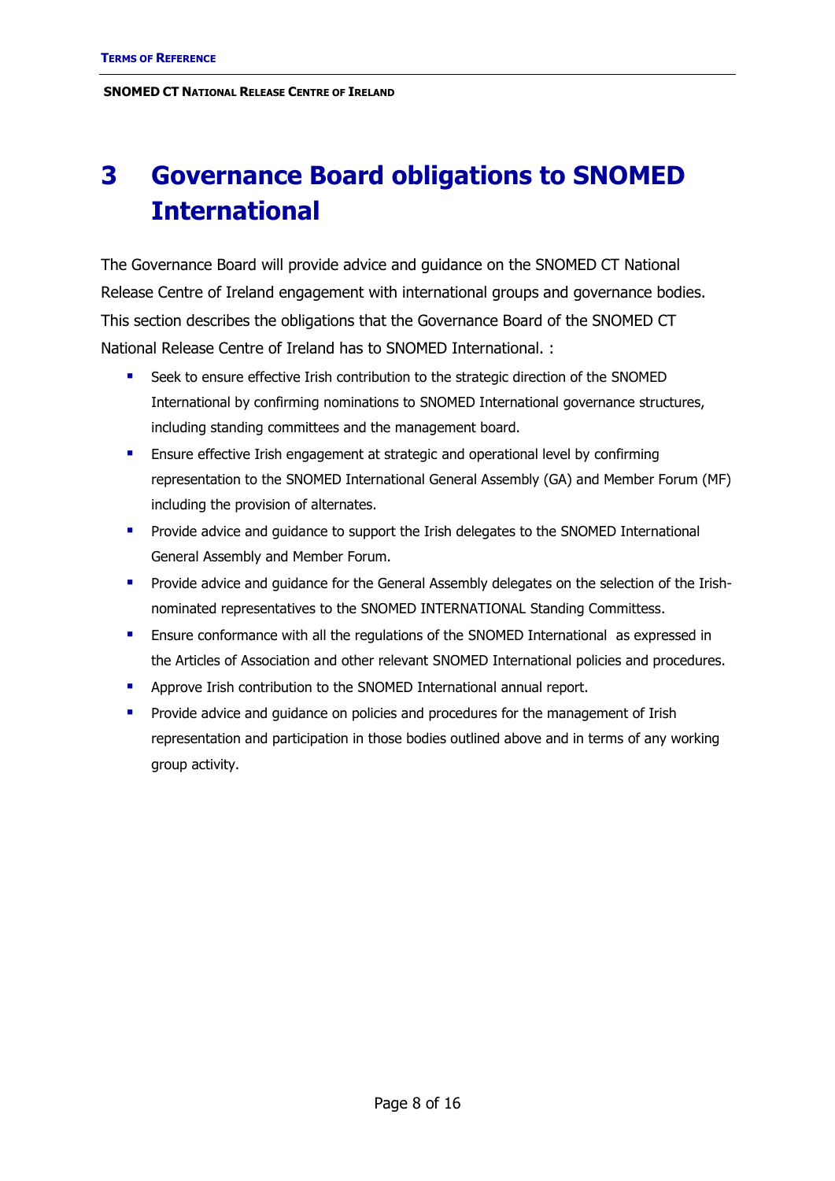# 3 Governance Board obligations to SNOMED International

The Governance Board will provide advice and guidance on the SNOMED CT National Release Centre of Ireland engagement with international groups and governance bodies. This section describes the obligations that the Governance Board of the SNOMED CT National Release Centre of Ireland has to SNOMED International. :

- Seek to ensure effective Irish contribution to the strategic direction of the SNOMED International by confirming nominations to SNOMED International governance structures, including standing committees and the management board.
- Ensure effective Irish engagement at strategic and operational level by confirming representation to the SNOMED International General Assembly (GA) and Member Forum (MF) including the provision of alternates.
- Provide advice and guidance to support the Irish delegates to the SNOMED International General Assembly and Member Forum.
- Provide advice and guidance for the General Assembly delegates on the selection of the Irish-nominated representatives to the SNOMED INTERNATIONAL Standing Committess.
- Ensure conformance with all the regulations of the SNOMED International as expressed in the Articles of Association and other relevant SNOMED International policies and procedures.
- Approve Irish contribution to the SNOMED International annual report.
- Provide advice and guidance on policies and procedures for the management of Irish representation and participation in those bodies outlined above and in terms of any working group activity.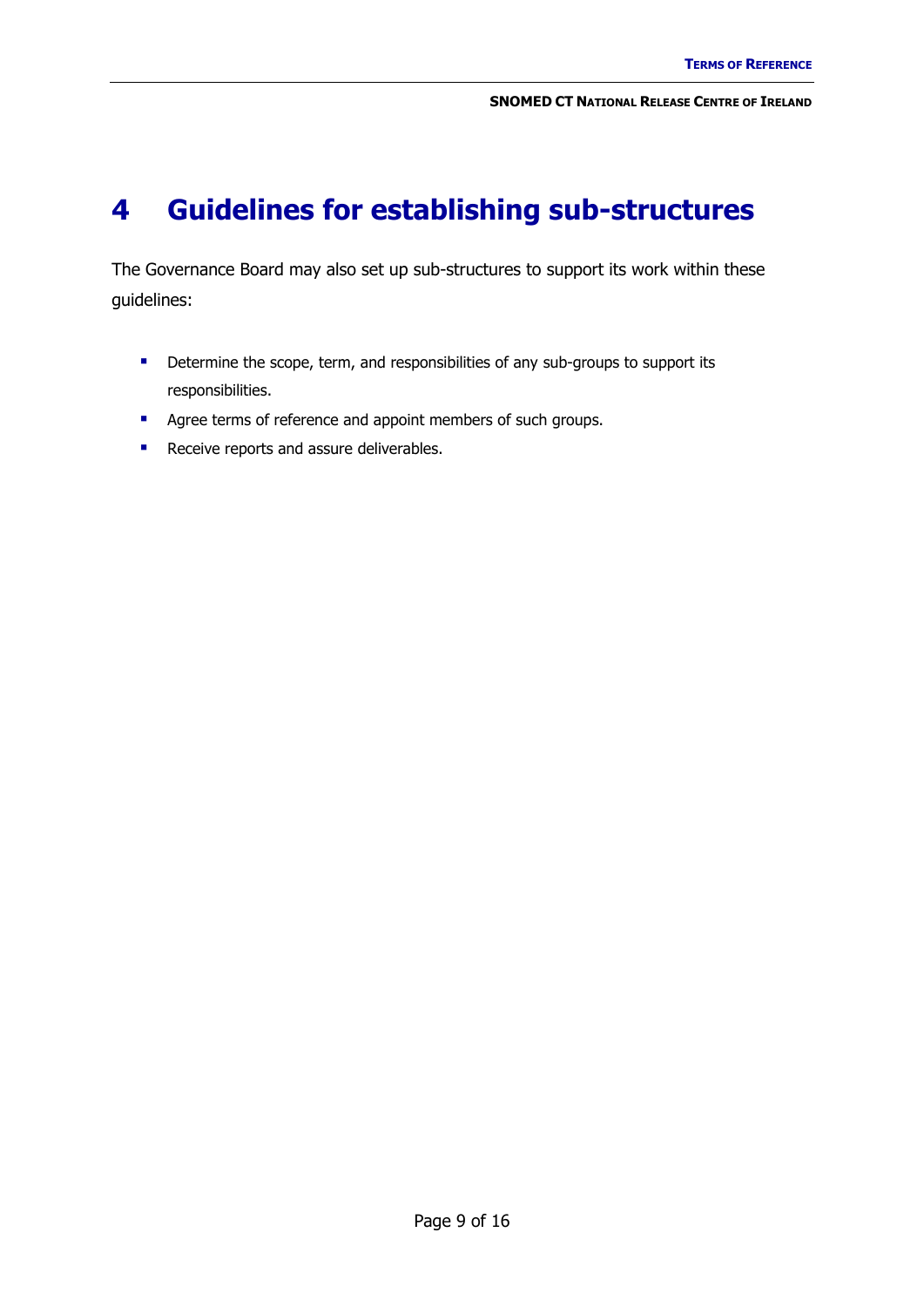# 4 Guidelines for establishing sub-structures

The Governance Board may also set up sub-structures to support its work within these guidelines:

- Determine the scope, term, and responsibilities of any sub-groups to support its responsibilities.
- Agree terms of reference and appoint members of such groups.
- Receive reports and assure deliverables.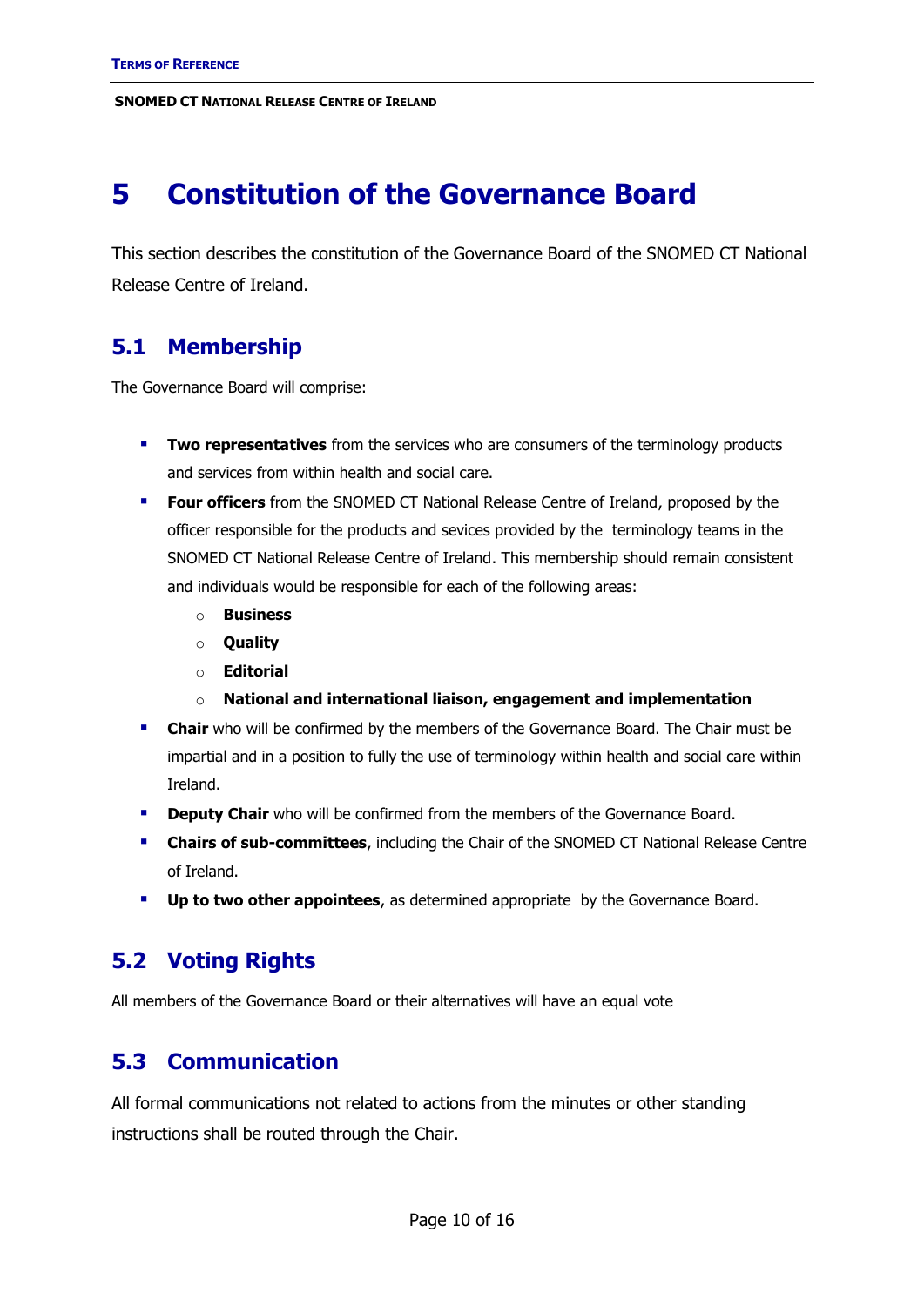# 5 Constitution of the Governance Board

This section describes the constitution of the Governance Board of the SNOMED CT National Release Centre of Ireland.

## 5.1 Membership

The Governance Board will comprise:

- **Two representatives** from the services who are consumers of the terminology products and services from within health and social care.
- **Four officers** from the SNOMED CT National Release Centre of Ireland, proposed by the officer responsible for the products and sevices provided by the terminology teams in the SNOMED CT National Release Centre of Ireland. This membership should remain consistent and individuals would be responsible for each of the following areas:
  - **Business**
  - **Quality**
  - **Editorial**
  - **National and international liaison, engagement and implementation**
- **Chair** who will be confirmed by the members of the Governance Board. The Chair must be impartial and in a position to fully the use of terminology within health and social care within Ireland.
- **Deputy Chair** who will be confirmed from the members of the Governance Board.
- **Chairs of sub-committees**, including the Chair of the SNOMED CT National Release Centre of Ireland.
- **Up to two other appointees**, as determined appropriate by the Governance Board.

## 5.2 Voting Rights

All members of the Governance Board or their alternatives will have an equal vote

## 5.3 Communication

All formal communications not related to actions from the minutes or other standing instructions shall be routed through the Chair.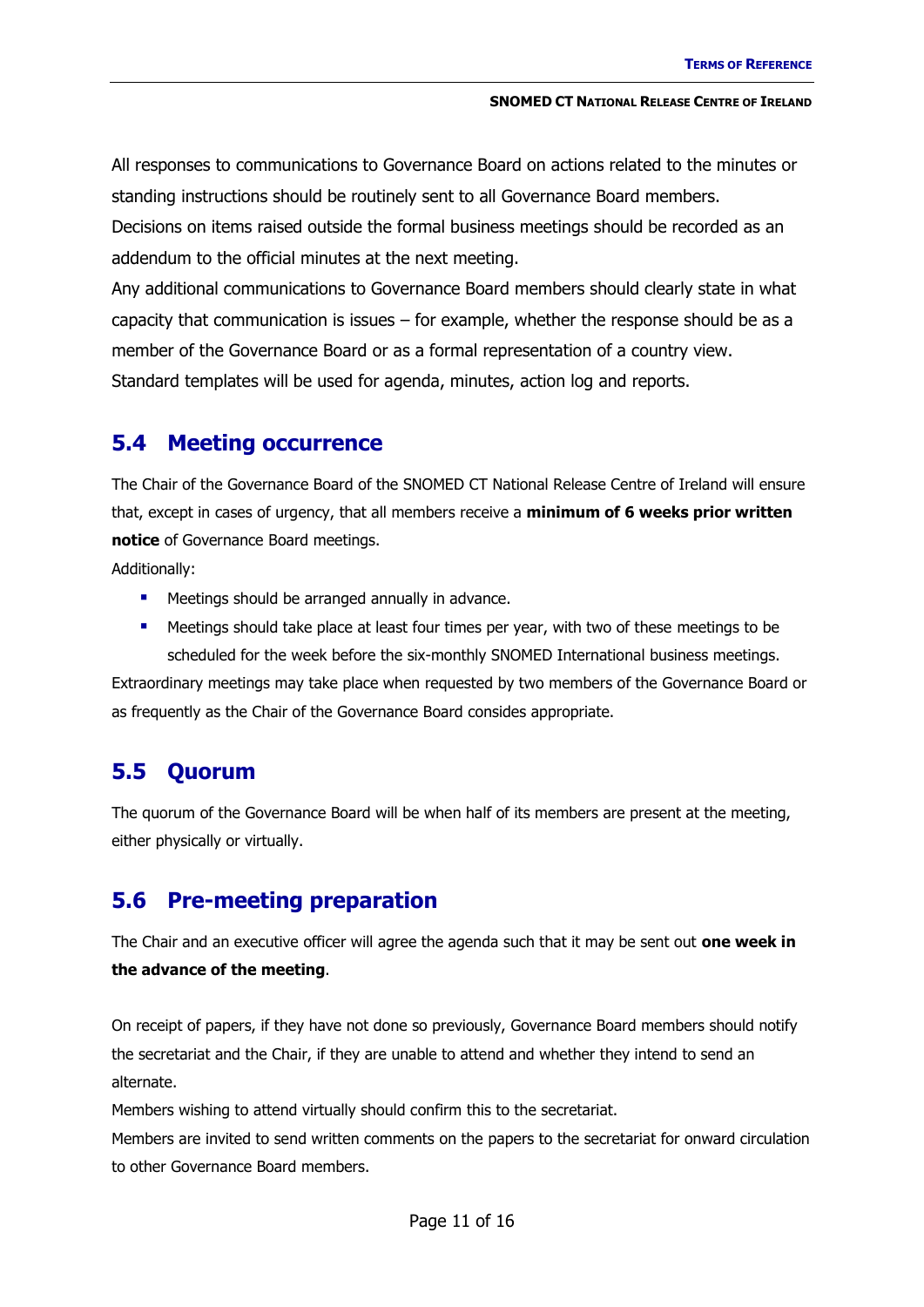All responses to communications to Governance Board on actions related to the minutes or standing instructions should be routinely sent to all Governance Board members.

Decisions on items raised outside the formal business meetings should be recorded as an addendum to the official minutes at the next meeting.

Any additional communications to Governance Board members should clearly state in what capacity that communication is issues – for example, whether the response should be as a member of the Governance Board or as a formal representation of a country view.

Standard templates will be used for agenda, minutes, action log and reports.

## 5.4 Meeting occurrence

The Chair of the Governance Board of the SNOMED CT National Release Centre of Ireland will ensure that, except in cases of urgency, that all members receive a **minimum of 6 weeks prior written notice** of Governance Board meetings.

Additionally:

- Meetings should be arranged annually in advance.
- Meetings should take place at least four times per year, with two of these meetings to be scheduled for the week before the six-monthly SNOMED International business meetings.

Extraordinary meetings may take place when requested by two members of the Governance Board or as frequently as the Chair of the Governance Board consides appropriate.

## 5.5 Quorum

The quorum of the Governance Board will be when half of its members are present at the meeting, either physically or virtually.

## 5.6 Pre-meeting preparation

The Chair and an executive officer will agree the agenda such that it may be sent out **one week in the advance of the meeting**.

On receipt of papers, if they have not done so previously, Governance Board members should notify the secretariat and the Chair, if they are unable to attend and whether they intend to send an alternate.

Members wishing to attend virtually should confirm this to the secretariat.

Members are invited to send written comments on the papers to the secretariat for onward circulation to other Governance Board members.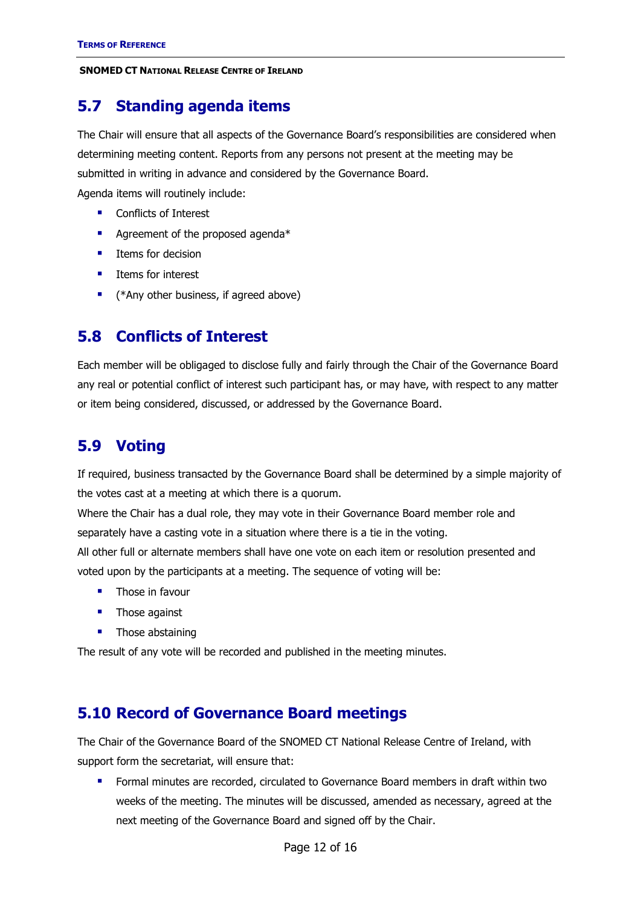## 5.7 Standing agenda items

The Chair will ensure that all aspects of the Governance Board's responsibilities are considered when determining meeting content. Reports from any persons not present at the meeting may be submitted in writing in advance and considered by the Governance Board.

Agenda items will routinely include:

- Conflicts of Interest
- Agreement of the proposed agenda*
- Items for decision
- Items for interest
- (*Any other business, if agreed above)

## 5.8 Conflicts of Interest

Each member will be obligaged to disclose fully and fairly through the Chair of the Governance Board any real or potential conflict of interest such participant has, or may have, with respect to any matter or item being considered, discussed, or addressed by the Governance Board.

## 5.9 Voting

If required, business transacted by the Governance Board shall be determined by a simple majority of the votes cast at a meeting at which there is a quorum.

Where the Chair has a dual role, they may vote in their Governance Board member role and separately have a casting vote in a situation where there is a tie in the voting.

All other full or alternate members shall have one vote on each item or resolution presented and voted upon by the participants at a meeting. The sequence of voting will be:

- Those in favour
- Those against
- Those abstaining

The result of any vote will be recorded and published in the meeting minutes.

## 5.10 Record of Governance Board meetings

The Chair of the Governance Board of the SNOMED CT National Release Centre of Ireland, with support form the secretariat, will ensure that:

- Formal minutes are recorded, circulated to Governance Board members in draft within two weeks of the meeting. The minutes will be discussed, amended as necessary, agreed at the next meeting of the Governance Board and signed off by the Chair.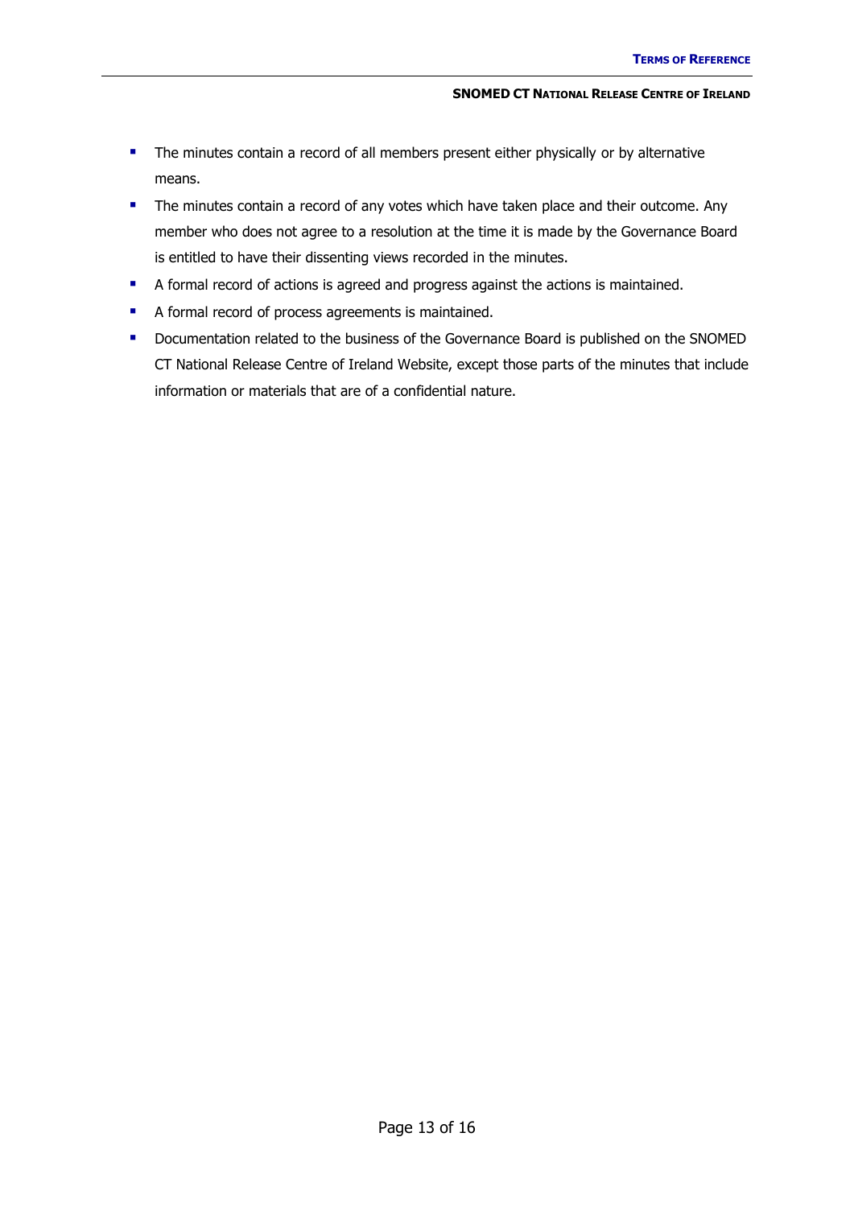- The minutes contain a record of all members present either physically or by alternative means.
- The minutes contain a record of any votes which have taken place and their outcome. Any member who does not agree to a resolution at the time it is made by the Governance Board is entitled to have their dissenting views recorded in the minutes.
- A formal record of actions is agreed and progress against the actions is maintained.
- A formal record of process agreements is maintained.
- Documentation related to the business of the Governance Board is published on the SNOMED CT National Release Centre of Ireland Website, except those parts of the minutes that include information or materials that are of a confidential nature.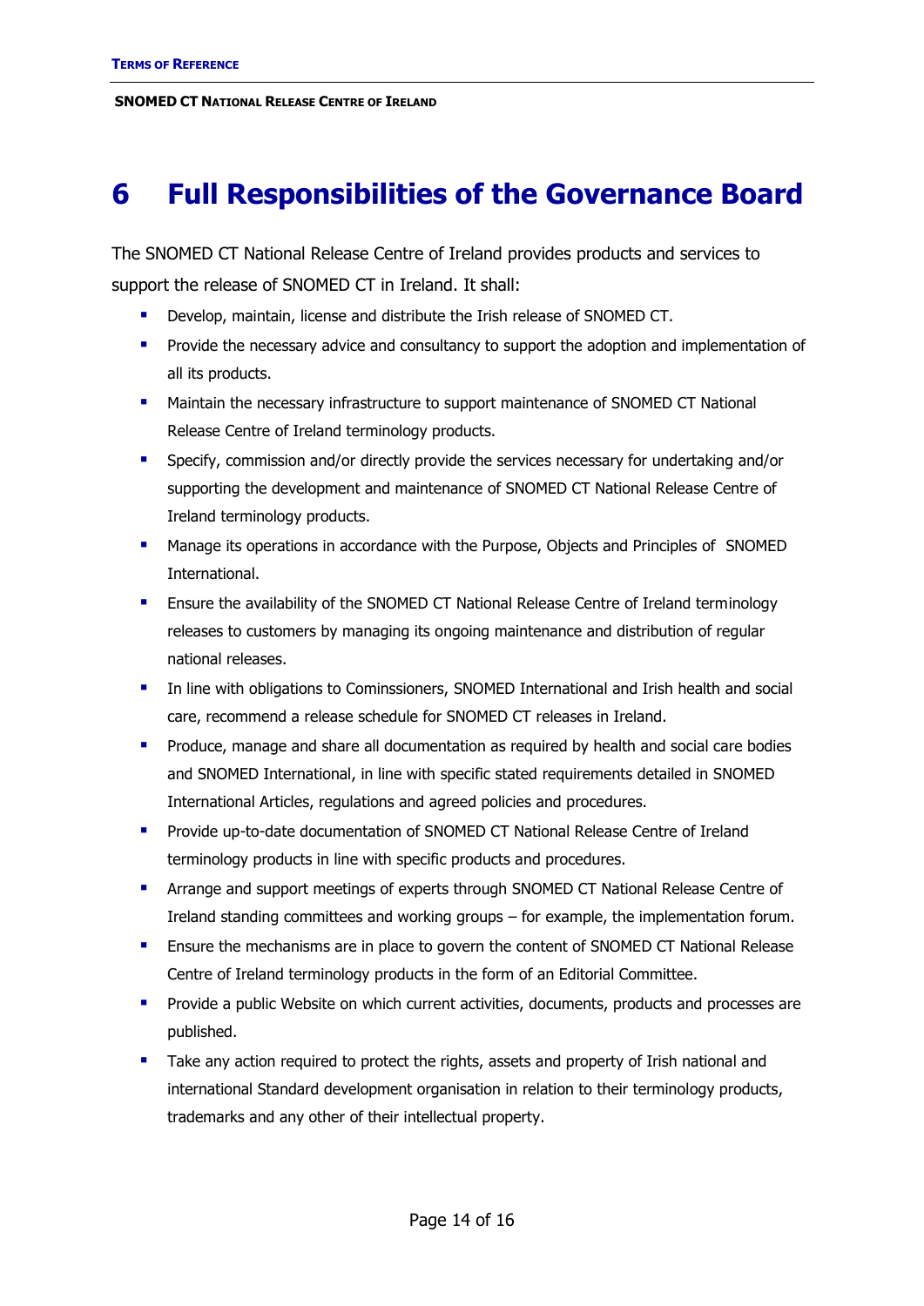# 6 Full Responsibilities of the Governance Board

The SNOMED CT National Release Centre of Ireland provides products and services to support the release of SNOMED CT in Ireland. It shall:

- Develop, maintain, license and distribute the Irish release of SNOMED CT.
- Provide the necessary advice and consultancy to support the adoption and implementation of all its products.
- Maintain the necessary infrastructure to support maintenance of SNOMED CT National Release Centre of Ireland terminology products.
- Specify, commission and/or directly provide the services necessary for undertaking and/or supporting the development and maintenance of SNOMED CT National Release Centre of Ireland terminology products.
- Manage its operations in accordance with the Purpose, Objects and Principles of SNOMED International.
- Ensure the availability of the SNOMED CT National Release Centre of Ireland terminology releases to customers by managing its ongoing maintenance and distribution of regular national releases.
- In line with obligations to Cominssioners, SNOMED International and Irish health and social care, recommend a release schedule for SNOMED CT releases in Ireland.
- Produce, manage and share all documentation as required by health and social care bodies and SNOMED International, in line with specific stated requirements detailed in SNOMED International Articles, regulations and agreed policies and procedures.
- Provide up-to-date documentation of SNOMED CT National Release Centre of Ireland terminology products in line with specific products and procedures.
- Arrange and support meetings of experts through SNOMED CT National Release Centre of Ireland standing committees and working groups – for example, the implementation forum.
- Ensure the mechanisms are in place to govern the content of SNOMED CT National Release Centre of Ireland terminology products in the form of an Editorial Committee.
- Provide a public Website on which current activities, documents, products and processes are published.
- Take any action required to protect the rights, assets and property of Irish national and international Standard development organisation in relation to their terminology products, trademarks and any other of their intellectual property.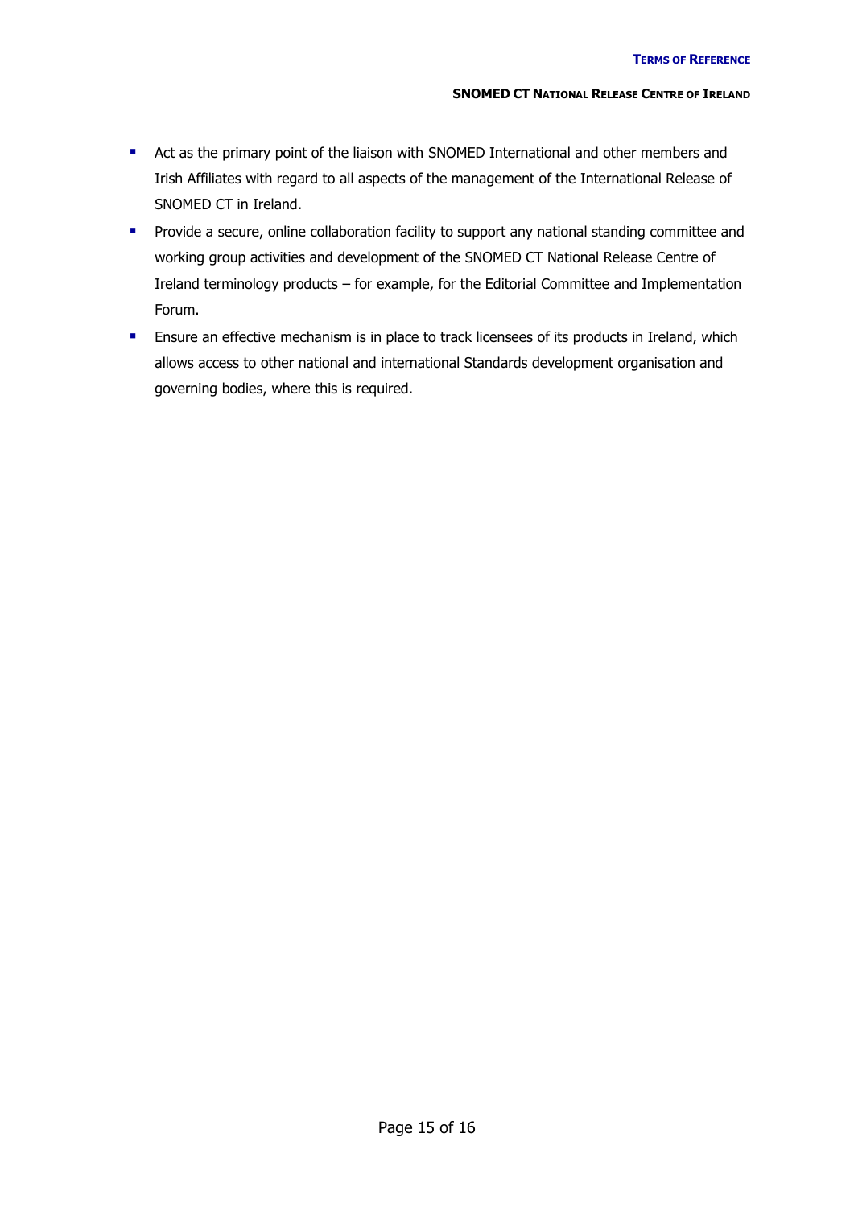- Act as the primary point of the liaison with SNOMED International and other members and Irish Affiliates with regard to all aspects of the management of the International Release of SNOMED CT in Ireland.
- Provide a secure, online collaboration facility to support any national standing committee and working group activities and development of the SNOMED CT National Release Centre of Ireland terminology products – for example, for the Editorial Committee and Implementation Forum.
- Ensure an effective mechanism is in place to track licensees of its products in Ireland, which allows access to other national and international Standards development organisation and governing bodies, where this is required.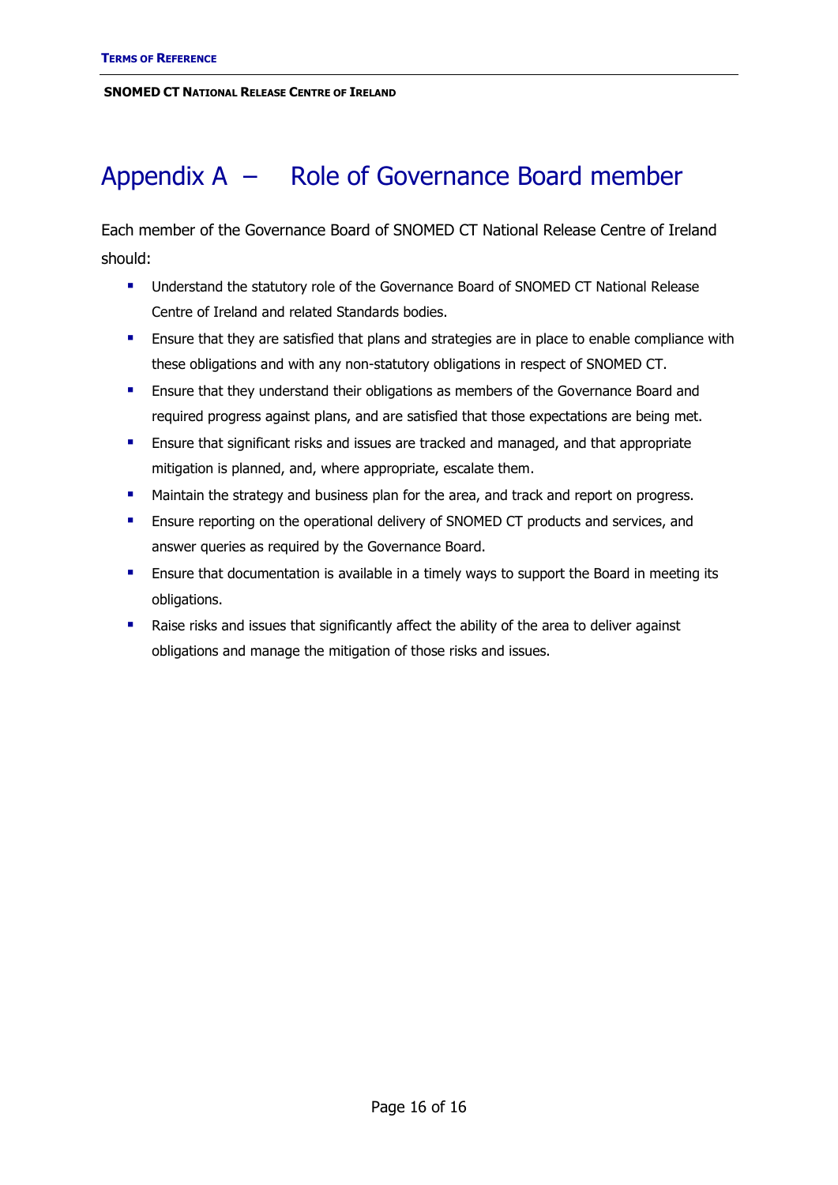# Appendix A – Role of Governance Board member

Each member of the Governance Board of SNOMED CT National Release Centre of Ireland should:

- Understand the statutory role of the Governance Board of SNOMED CT National Release Centre of Ireland and related Standards bodies.
- Ensure that they are satisfied that plans and strategies are in place to enable compliance with these obligations and with any non-statutory obligations in respect of SNOMED CT.
- Ensure that they understand their obligations as members of the Governance Board and required progress against plans, and are satisfied that those expectations are being met.
- Ensure that significant risks and issues are tracked and managed, and that appropriate mitigation is planned, and, where appropriate, escalate them.
- Maintain the strategy and business plan for the area, and track and report on progress.
- Ensure reporting on the operational delivery of SNOMED CT products and services, and answer queries as required by the Governance Board.
- Ensure that documentation is available in a timely ways to support the Board in meeting its obligations.
- Raise risks and issues that significantly affect the ability of the area to deliver against obligations and manage the mitigation of those risks and issues.